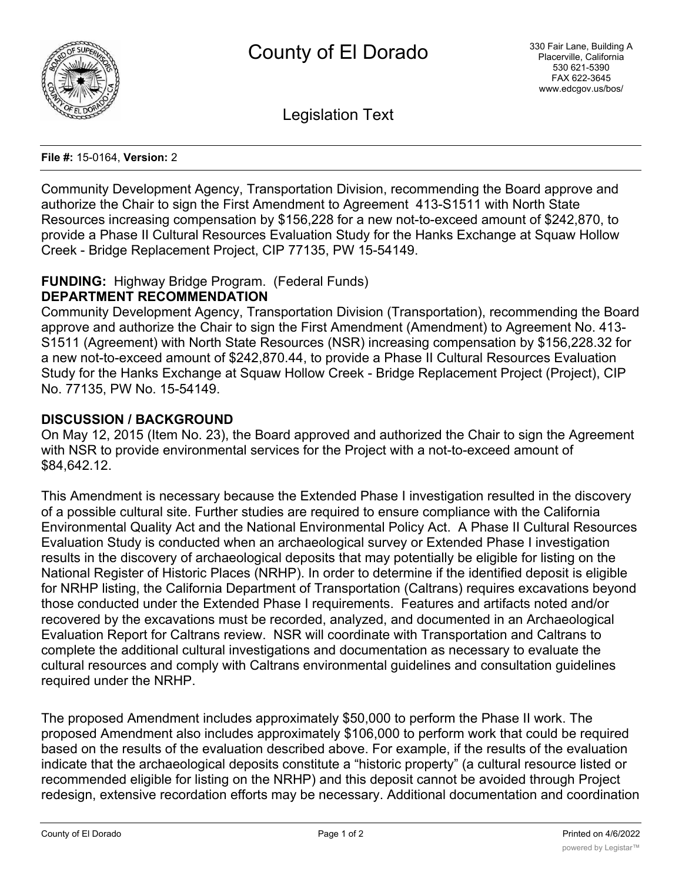# County of El Dorado

330 Fair Lane, Building A
Placerville, California
530 621-5390
FAX 622-3645
www.edcgov.us/bos/

## Legislation Text

**File #:** 15-0164, **Version:** 2

Community Development Agency, Transportation Division, recommending the Board approve and authorize the Chair to sign the First Amendment to Agreement 413-S1511 with North State Resources increasing compensation by $156,228 for a new not-to-exceed amount of $242,870, to provide a Phase II Cultural Resources Evaluation Study for the Hanks Exchange at Squaw Hollow Creek - Bridge Replacement Project, CIP 77135, PW 15-54149.

**FUNDING:** Highway Bridge Program. (Federal Funds)

**DEPARTMENT RECOMMENDATION**

Community Development Agency, Transportation Division (Transportation), recommending the Board approve and authorize the Chair to sign the First Amendment (Amendment) to Agreement No. 413-S1511 (Agreement) with North State Resources (NSR) increasing compensation by $156,228.32 for a new not-to-exceed amount of $242,870.44, to provide a Phase II Cultural Resources Evaluation Study for the Hanks Exchange at Squaw Hollow Creek - Bridge Replacement Project (Project), CIP No. 77135, PW No. 15-54149.

**DISCUSSION / BACKGROUND**

On May 12, 2015 (Item No. 23), the Board approved and authorized the Chair to sign the Agreement with NSR to provide environmental services for the Project with a not-to-exceed amount of $84,642.12.

This Amendment is necessary because the Extended Phase I investigation resulted in the discovery of a possible cultural site. Further studies are required to ensure compliance with the California Environmental Quality Act and the National Environmental Policy Act. A Phase II Cultural Resources Evaluation Study is conducted when an archaeological survey or Extended Phase I investigation results in the discovery of archaeological deposits that may potentially be eligible for listing on the National Register of Historic Places (NRHP). In order to determine if the identified deposit is eligible for NRHP listing, the California Department of Transportation (Caltrans) requires excavations beyond those conducted under the Extended Phase I requirements. Features and artifacts noted and/or recovered by the excavations must be recorded, analyzed, and documented in an Archaeological Evaluation Report for Caltrans review. NSR will coordinate with Transportation and Caltrans to complete the additional cultural investigations and documentation as necessary to evaluate the cultural resources and comply with Caltrans environmental guidelines and consultation guidelines required under the NRHP.

The proposed Amendment includes approximately $50,000 to perform the Phase II work. The proposed Amendment also includes approximately $106,000 to perform work that could be required based on the results of the evaluation described above. For example, if the results of the evaluation indicate that the archaeological deposits constitute a “historic property” (a cultural resource listed or recommended eligible for listing on the NRHP) and this deposit cannot be avoided through Project redesign, extensive recordation efforts may be necessary. Additional documentation and coordination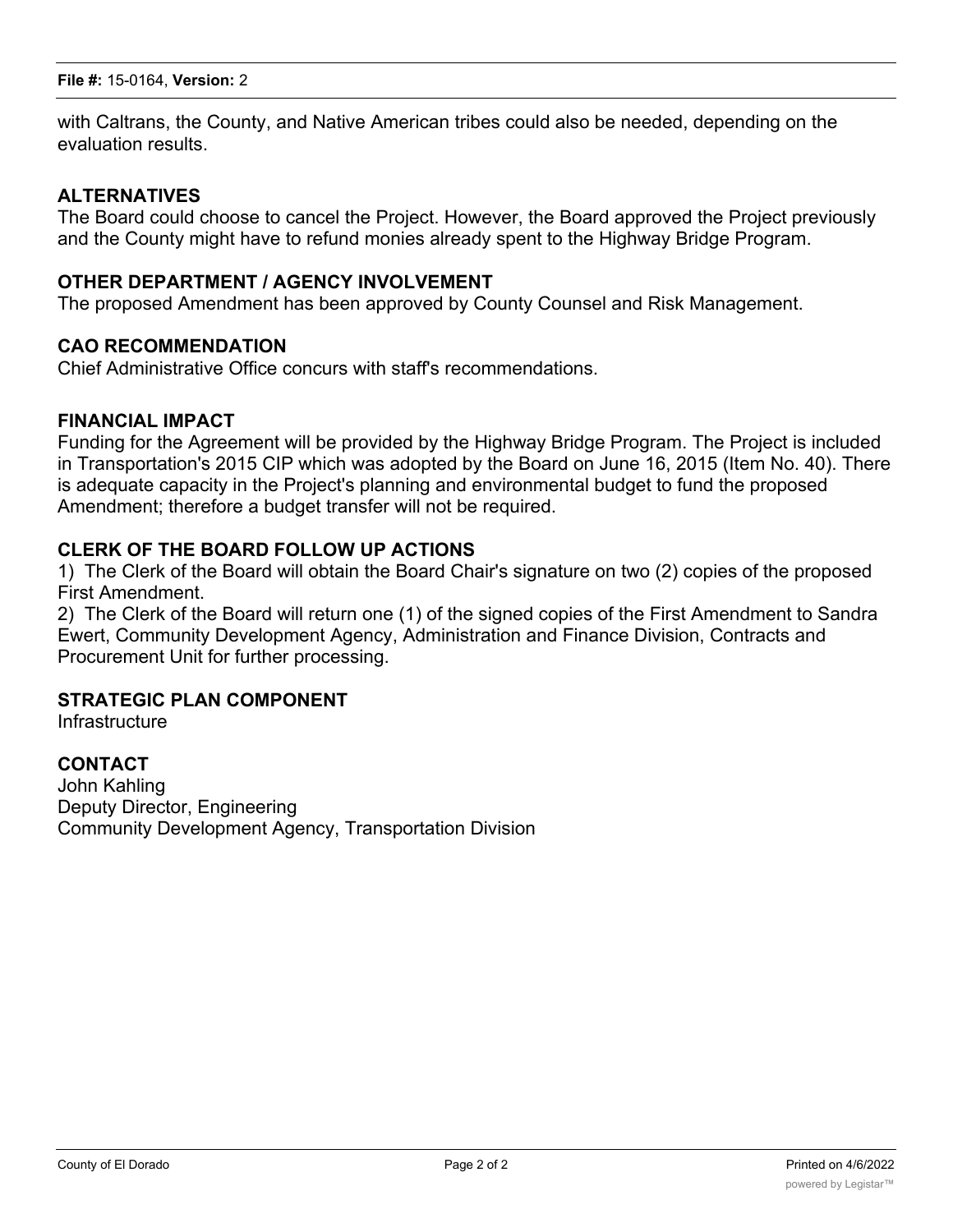with Caltrans, the County, and Native American tribes could also be needed, depending on the evaluation results.

## ALTERNATIVES

The Board could choose to cancel the Project. However, the Board approved the Project previously and the County might have to refund monies already spent to the Highway Bridge Program.

## OTHER DEPARTMENT / AGENCY INVOLVEMENT

The proposed Amendment has been approved by County Counsel and Risk Management.

## CAO RECOMMENDATION

Chief Administrative Office concurs with staff's recommendations.

## FINANCIAL IMPACT

Funding for the Agreement will be provided by the Highway Bridge Program. The Project is included in Transportation's 2015 CIP which was adopted by the Board on June 16, 2015 (Item No. 40). There is adequate capacity in the Project's planning and environmental budget to fund the proposed Amendment; therefore a budget transfer will not be required.

## CLERK OF THE BOARD FOLLOW UP ACTIONS

1) The Clerk of the Board will obtain the Board Chair's signature on two (2) copies of the proposed First Amendment.
2) The Clerk of the Board will return one (1) of the signed copies of the First Amendment to Sandra Ewert, Community Development Agency, Administration and Finance Division, Contracts and Procurement Unit for further processing.

## STRATEGIC PLAN COMPONENT

Infrastructure

## CONTACT

John Kahling
Deputy Director, Engineering
Community Development Agency, Transportation Division